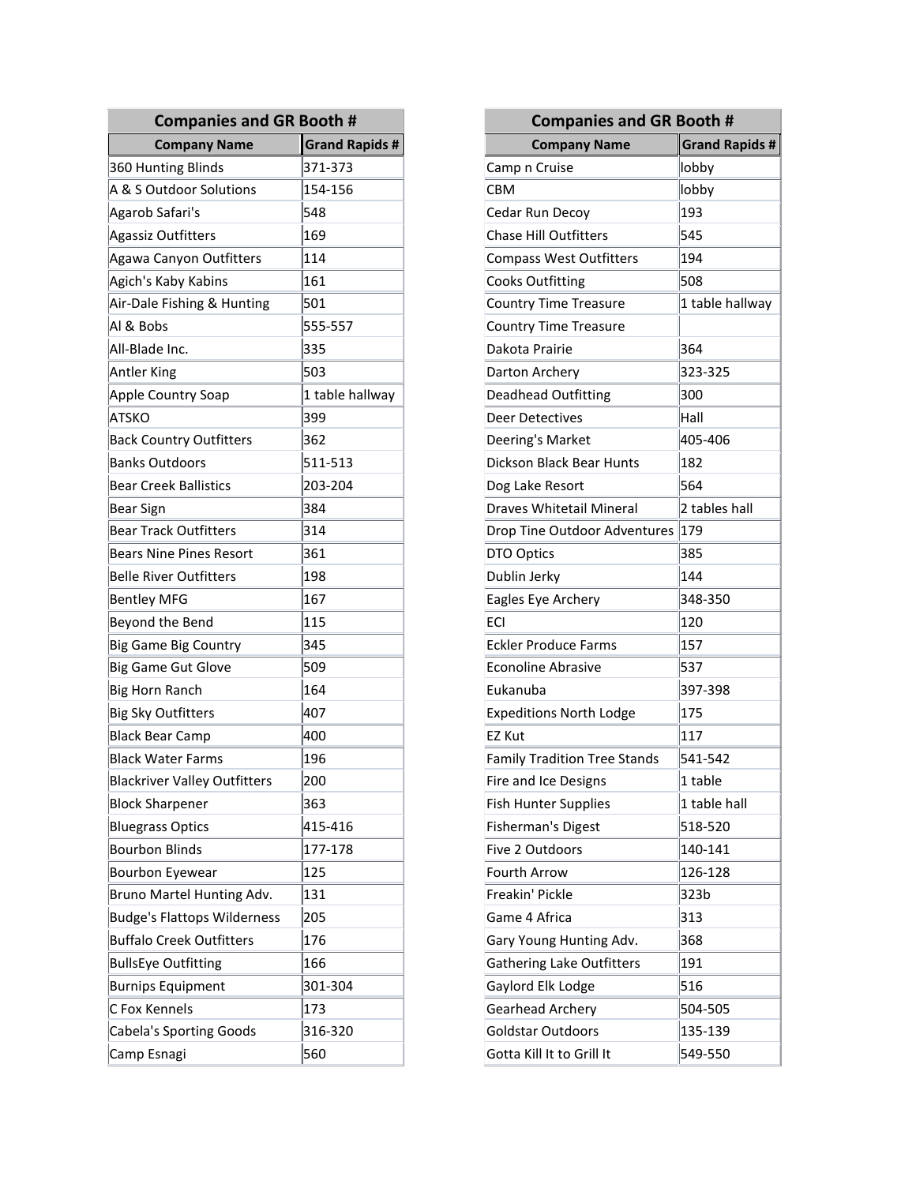| Companies and GR Booth # | |
|---|---|
| **Company Name** | **Grand Rapids #** |
| 360 Hunting Blinds | 371-373 |
| A & S Outdoor Solutions | 154-156 |
| Agarob Safari's | 548 |
| Agassiz Outfitters | 169 |
| Agawa Canyon Outfitters | 114 |
| Agich's Kaby Kabins | 161 |
| Air-Dale Fishing & Hunting | 501 |
| Al & Bobs | 555-557 |
| All-Blade Inc. | 335 |
| Antler King | 503 |
| Apple Country Soap | 1 table hallway |
| ATSKO | 399 |
| Back Country Outfitters | 362 |
| Banks Outdoors | 511-513 |
| Bear Creek Ballistics | 203-204 |
| Bear Sign | 384 |
| Bear Track Outfitters | 314 |
| Bears Nine Pines Resort | 361 |
| Belle River Outfitters | 198 |
| Bentley MFG | 167 |
| Beyond the Bend | 115 |
| Big Game Big Country | 345 |
| Big Game Gut Glove | 509 |
| Big Horn Ranch | 164 |
| Big Sky Outfitters | 407 |
| Black Bear Camp | 400 |
| Black Water Farms | 196 |
| Blackriver Valley Outfitters | 200 |
| Block Sharpener | 363 |
| Bluegrass Optics | 415-416 |
| Bourbon Blinds | 177-178 |
| Bourbon Eyewear | 125 |
| Bruno Martel Hunting Adv. | 131 |
| Budge's Flattops Wilderness | 205 |
| Buffalo Creek Outfitters | 176 |
| BullsEye Outfitting | 166 |
| Burnips Equipment | 301-304 |
| C Fox Kennels | 173 |
| Cabela's Sporting Goods | 316-320 |
| Camp Esnagi | 560 |

| Companies and GR Booth # | |
|---|---|
| **Company Name** | **Grand Rapids #** |
| Camp n Cruise | lobby |
| CBM | lobby |
| Cedar Run Decoy | 193 |
| Chase Hill Outfitters | 545 |
| Compass West Outfitters | 194 |
| Cooks Outfitting | 508 |
| Country Time Treasure | 1 table hallway |
| Country Time Treasure | |
| Dakota Prairie | 364 |
| Darton Archery | 323-325 |
| Deadhead Outfitting | 300 |
| Deer Detectives | Hall |
| Deering's Market | 405-406 |
| Dickson Black Bear Hunts | 182 |
| Dog Lake Resort | 564 |
| Draves Whitetail Mineral | 2 tables hall |
| Drop Tine Outdoor Adventures | 179 |
| DTO Optics | 385 |
| Dublin Jerky | 144 |
| Eagles Eye Archery | 348-350 |
| ECI | 120 |
| Eckler Produce Farms | 157 |
| Econoline Abrasive | 537 |
| Eukanuba | 397-398 |
| Expeditions North Lodge | 175 |
| EZ Kut | 117 |
| Family Tradition Tree Stands | 541-542 |
| Fire and Ice Designs | 1 table |
| Fish Hunter Supplies | 1 table hall |
| Fisherman's Digest | 518-520 |
| Five 2 Outdoors | 140-141 |
| Fourth Arrow | 126-128 |
| Freakin' Pickle | 323b |
| Game 4 Africa | 313 |
| Gary Young Hunting Adv. | 368 |
| Gathering Lake Outfitters | 191 |
| Gaylord Elk Lodge | 516 |
| Gearhead Archery | 504-505 |
| Goldstar Outdoors | 135-139 |
| Gotta Kill It to Grill It | 549-550 |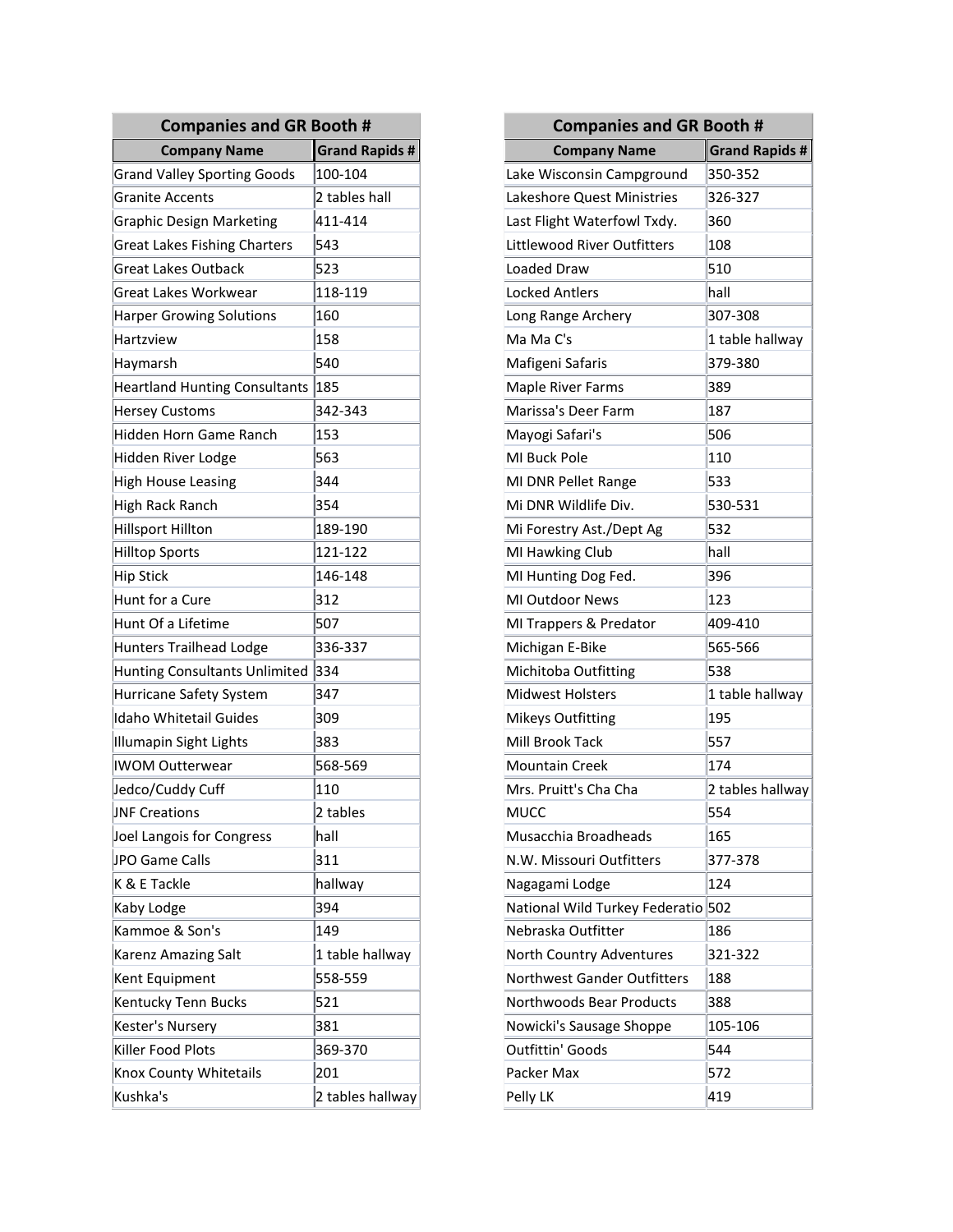## Companies and GR Booth #

| Company Name | Grand Rapids # |
|---|---|
| Grand Valley Sporting Goods | 100-104 |
| Granite Accents | 2 tables hall |
| Graphic Design Marketing | 411-414 |
| Great Lakes Fishing Charters | 543 |
| Great Lakes Outback | 523 |
| Great Lakes Workwear | 118-119 |
| Harper Growing Solutions | 160 |
| Hartzview | 158 |
| Haymarsh | 540 |
| Heartland Hunting Consultants | 185 |
| Hersey Customs | 342-343 |
| Hidden Horn Game Ranch | 153 |
| Hidden River Lodge | 563 |
| High House Leasing | 344 |
| High Rack Ranch | 354 |
| Hillsport Hillton | 189-190 |
| Hilltop Sports | 121-122 |
| Hip Stick | 146-148 |
| Hunt for a Cure | 312 |
| Hunt Of a Lifetime | 507 |
| Hunters Trailhead Lodge | 336-337 |
| Hunting Consultants Unlimited | 334 |
| Hurricane Safety System | 347 |
| Idaho Whitetail Guides | 309 |
| Illumapin Sight Lights | 383 |
| IWOM Outterwear | 568-569 |
| Jedco/Cuddy Cuff | 110 |
| JNF Creations | 2 tables |
| Joel Langois for Congress | hall |
| JPO Game Calls | 311 |
| K & E Tackle | hallway |
| Kaby Lodge | 394 |
| Kammoe & Son's | 149 |
| Karenz Amazing Salt | 1 table hallway |
| Kent Equipment | 558-559 |
| Kentucky Tenn Bucks | 521 |
| Kester's Nursery | 381 |
| Killer Food Plots | 369-370 |
| Knox County Whitetails | 201 |
| Kushka's | 2 tables hallway |

## Companies and GR Booth #

| Company Name | Grand Rapids # |
|---|---|
| Lake Wisconsin Campground | 350-352 |
| Lakeshore Quest Ministries | 326-327 |
| Last Flight Waterfowl Txdy. | 360 |
| Littlewood River Outfitters | 108 |
| Loaded Draw | 510 |
| Locked Antlers | hall |
| Long Range Archery | 307-308 |
| Ma Ma C's | 1 table hallway |
| Mafigeni Safaris | 379-380 |
| Maple River Farms | 389 |
| Marissa's Deer Farm | 187 |
| Mayogi Safari's | 506 |
| MI Buck Pole | 110 |
| MI DNR Pellet Range | 533 |
| Mi DNR Wildlife Div. | 530-531 |
| Mi Forestry Ast./Dept Ag | 532 |
| MI Hawking Club | hall |
| MI Hunting Dog Fed. | 396 |
| MI Outdoor News | 123 |
| MI Trappers & Predator | 409-410 |
| Michigan E-Bike | 565-566 |
| Michitoba Outfitting | 538 |
| Midwest Holsters | 1 table hallway |
| Mikeys Outfitting | 195 |
| Mill Brook Tack | 557 |
| Mountain Creek | 174 |
| Mrs. Pruitt's Cha Cha | 2 tables hallway |
| MUCC | 554 |
| Musacchia Broadheads | 165 |
| N.W. Missouri Outfitters | 377-378 |
| Nagagami Lodge | 124 |
| National Wild Turkey Federatio | 502 |
| Nebraska Outfitter | 186 |
| North Country Adventures | 321-322 |
| Northwest Gander Outfitters | 188 |
| Northwoods Bear Products | 388 |
| Nowicki's Sausage Shoppe | 105-106 |
| Outfittin' Goods | 544 |
| Packer Max | 572 |
| Pelly LK | 419 |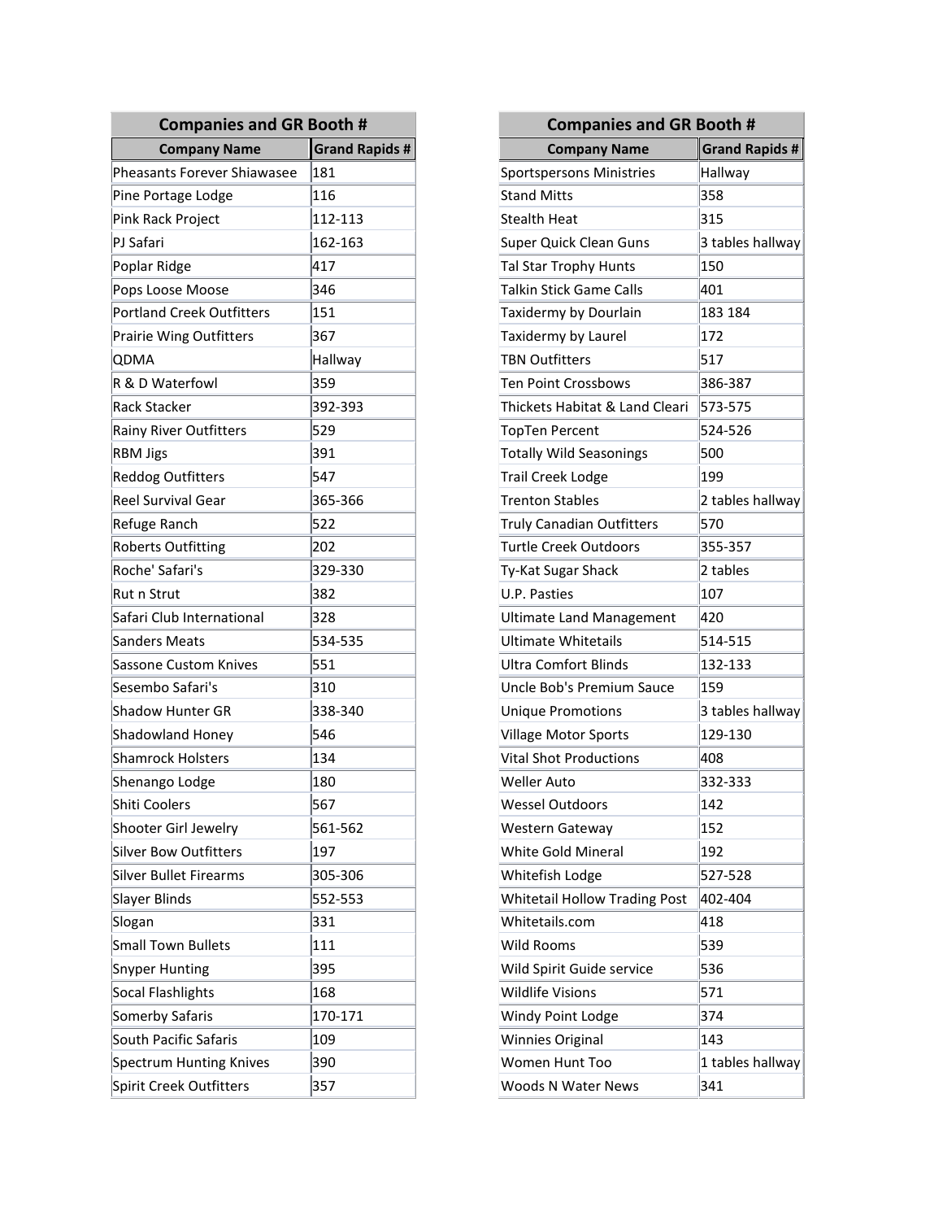| Companies and GR Booth # | |
|---|---|
| **Company Name** | **Grand Rapids #** |
| Pheasants Forever Shiawasee | 181 |
| Pine Portage Lodge | 116 |
| Pink Rack Project | 112-113 |
| PJ Safari | 162-163 |
| Poplar Ridge | 417 |
| Pops Loose Moose | 346 |
| Portland Creek Outfitters | 151 |
| Prairie Wing Outfitters | 367 |
| QDMA | Hallway |
| R & D Waterfowl | 359 |
| Rack Stacker | 392-393 |
| Rainy River Outfitters | 529 |
| RBM Jigs | 391 |
| Reddog Outfitters | 547 |
| Reel Survival Gear | 365-366 |
| Refuge Ranch | 522 |
| Roberts Outfitting | 202 |
| Roche' Safari's | 329-330 |
| Rut n Strut | 382 |
| Safari Club International | 328 |
| Sanders Meats | 534-535 |
| Sassone Custom Knives | 551 |
| Sesembo Safari's | 310 |
| Shadow Hunter GR | 338-340 |
| Shadowland Honey | 546 |
| Shamrock Holsters | 134 |
| Shenango Lodge | 180 |
| Shiti Coolers | 567 |
| Shooter Girl Jewelry | 561-562 |
| Silver Bow Outfitters | 197 |
| Silver Bullet Firearms | 305-306 |
| Slayer Blinds | 552-553 |
| Slogan | 331 |
| Small Town Bullets | 111 |
| Snyper Hunting | 395 |
| Socal Flashlights | 168 |
| Somerby Safaris | 170-171 |
| South Pacific Safaris | 109 |
| Spectrum Hunting Knives | 390 |
| Spirit Creek Outfitters | 357 |

| Companies and GR Booth # | |
|---|---|
| **Company Name** | **Grand Rapids #** |
| Sportspersons Ministries | Hallway |
| Stand Mitts | 358 |
| Stealth Heat | 315 |
| Super Quick Clean Guns | 3 tables hallway |
| Tal Star Trophy Hunts | 150 |
| Talkin Stick Game Calls | 401 |
| Taxidermy by Dourlain | 183 184 |
| Taxidermy by Laurel | 172 |
| TBN Outfitters | 517 |
| Ten Point Crossbows | 386-387 |
| Thickets Habitat & Land Cleari | 573-575 |
| TopTen Percent | 524-526 |
| Totally Wild Seasonings | 500 |
| Trail Creek Lodge | 199 |
| Trenton Stables | 2 tables hallway |
| Truly Canadian Outfitters | 570 |
| Turtle Creek Outdoors | 355-357 |
| Ty-Kat Sugar Shack | 2 tables |
| U.P. Pasties | 107 |
| Ultimate Land Management | 420 |
| Ultimate Whitetails | 514-515 |
| Ultra Comfort Blinds | 132-133 |
| Uncle Bob's Premium Sauce | 159 |
| Unique Promotions | 3 tables hallway |
| Village Motor Sports | 129-130 |
| Vital Shot Productions | 408 |
| Weller Auto | 332-333 |
| Wessel Outdoors | 142 |
| Western Gateway | 152 |
| White Gold Mineral | 192 |
| Whitefish Lodge | 527-528 |
| Whitetail Hollow Trading Post | 402-404 |
| Whitetails.com | 418 |
| Wild Rooms | 539 |
| Wild Spirit Guide service | 536 |
| Wildlife Visions | 571 |
| Windy Point Lodge | 374 |
| Winnies Original | 143 |
| Women Hunt Too | 1 tables hallway |
| Woods N Water News | 341 |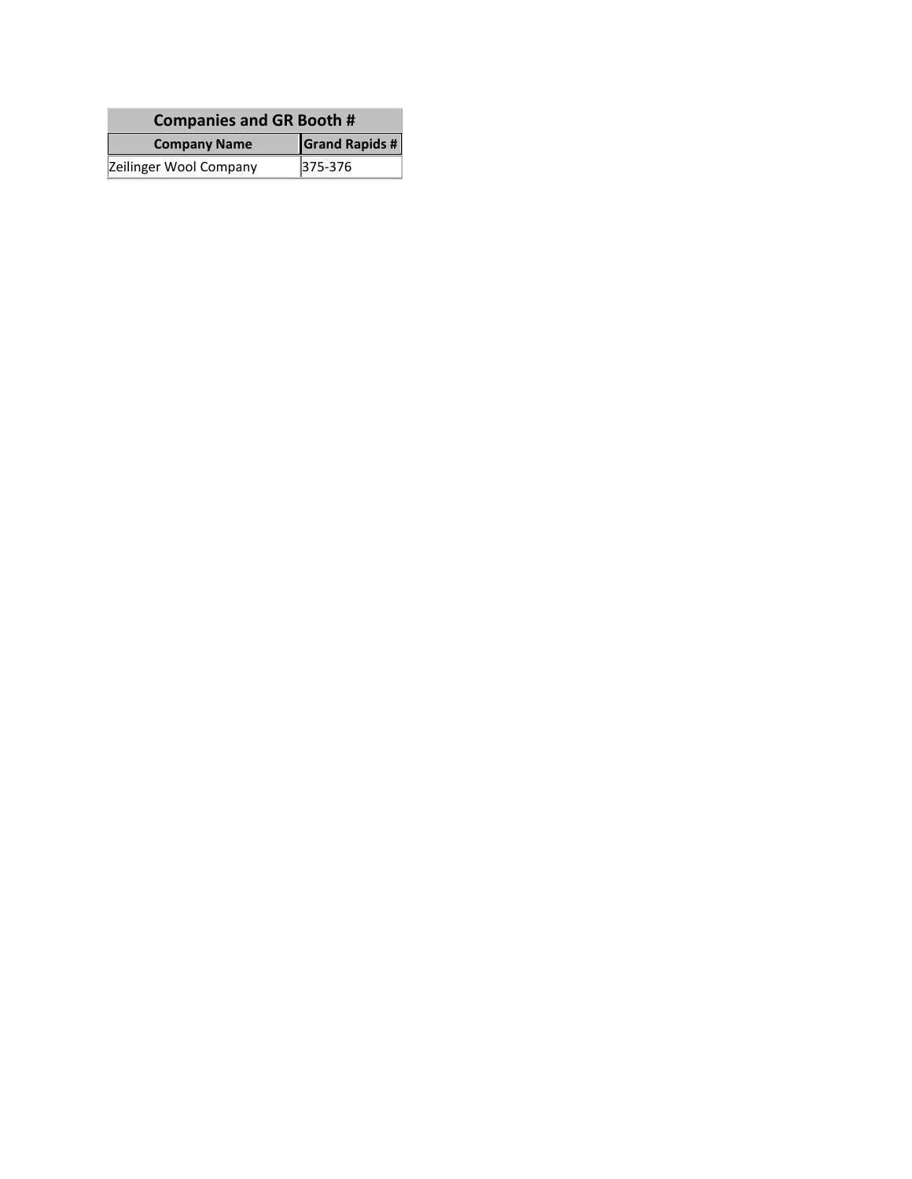| Companies and GR Booth # | |
|---|---|
| **Company Name** | **Grand Rapids #** |
| Zeilinger Wool Company | 375-376 |